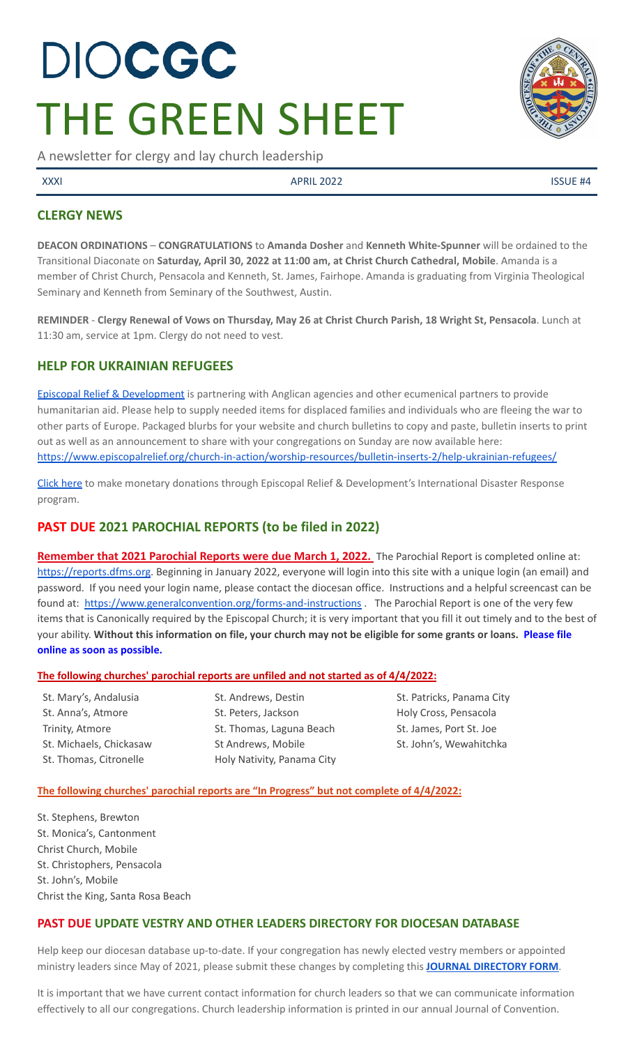# DIOCGC
# THE GREEN SHEET

A newsletter for clergy and lay church leadership

XXXI | APRIL 2022 | ISSUE #4

## CLERGY NEWS

**DEACON ORDINATIONS** – **CONGRATULATIONS** to **Amanda Dosher** and **Kenneth White-Spunner** will be ordained to the Transitional Diaconate on **Saturday, April 30, 2022 at 11:00 am, at Christ Church Cathedral, Mobile**. Amanda is a member of Christ Church, Pensacola and Kenneth, St. James, Fairhope. Amanda is graduating from Virginia Theological Seminary and Kenneth from Seminary of the Southwest, Austin.

**REMINDER** - **Clergy Renewal of Vows on Thursday, May 26 at Christ Church Parish, 18 Wright St, Pensacola**. Lunch at 11:30 am, service at 1pm. Clergy do not need to vest.

## HELP FOR UKRAINIAN REFUGEES

Episcopal Relief & Development is partnering with Anglican agencies and other ecumenical partners to provide humanitarian aid. Please help to supply needed items for displaced families and individuals who are fleeing the war to other parts of Europe. Packaged blurbs for your website and church bulletins to copy and paste, bulletin inserts to print out as well as an announcement to share with your congregations on Sunday are now available here: https://www.episcopalrelief.org/church-in-action/worship-resources/bulletin-inserts-2/help-ukrainian-refugees/

Click here to make monetary donations through Episcopal Relief & Development's International Disaster Response program.

## PAST DUE 2021 PAROCHIAL REPORTS (to be filed in 2022)

**Remember that 2021 Parochial Reports were due March 1, 2022.** The Parochial Report is completed online at: https://reports.dfms.org. Beginning in January 2022, everyone will login into this site with a unique login (an email) and password. If you need your login name, please contact the diocesan office. Instructions and a helpful screencast can be found at: https://www.generalconvention.org/forms-and-instructions . The Parochial Report is one of the very few items that is Canonically required by the Episcopal Church; it is very important that you fill it out timely and to the best of your ability. **Without this information on file, your church may not be eligible for some grants or loans. Please file online as soon as possible.**

**The following churches' parochial reports are unfiled and not started as of 4/4/2022:**

- St. Mary's, Andalusia
- St. Anna's, Atmore
- Trinity, Atmore
- St. Michaels, Chickasaw
- St. Thomas, Citronelle
- St. Andrews, Destin
- St. Peters, Jackson
- St. Thomas, Laguna Beach
- St Andrews, Mobile
- Holy Nativity, Panama City
- St. Patricks, Panama City
- Holy Cross, Pensacola
- St. James, Port St. Joe
- St. John's, Wewahitchka

**The following churches' parochial reports are "In Progress" but not complete of 4/4/2022:**

- St. Stephens, Brewton
- St. Monica's, Cantonment
- Christ Church, Mobile
- St. Christophers, Pensacola
- St. John's, Mobile
- Christ the King, Santa Rosa Beach

## PAST DUE UPDATE VESTRY AND OTHER LEADERS DIRECTORY FOR DIOCESAN DATABASE

Help keep our diocesan database up-to-date. If your congregation has newly elected vestry members or appointed ministry leaders since May of 2021, please submit these changes by completing this **JOURNAL DIRECTORY FORM**.

It is important that we have current contact information for church leaders so that we can communicate information effectively to all our congregations. Church leadership information is printed in our annual Journal of Convention.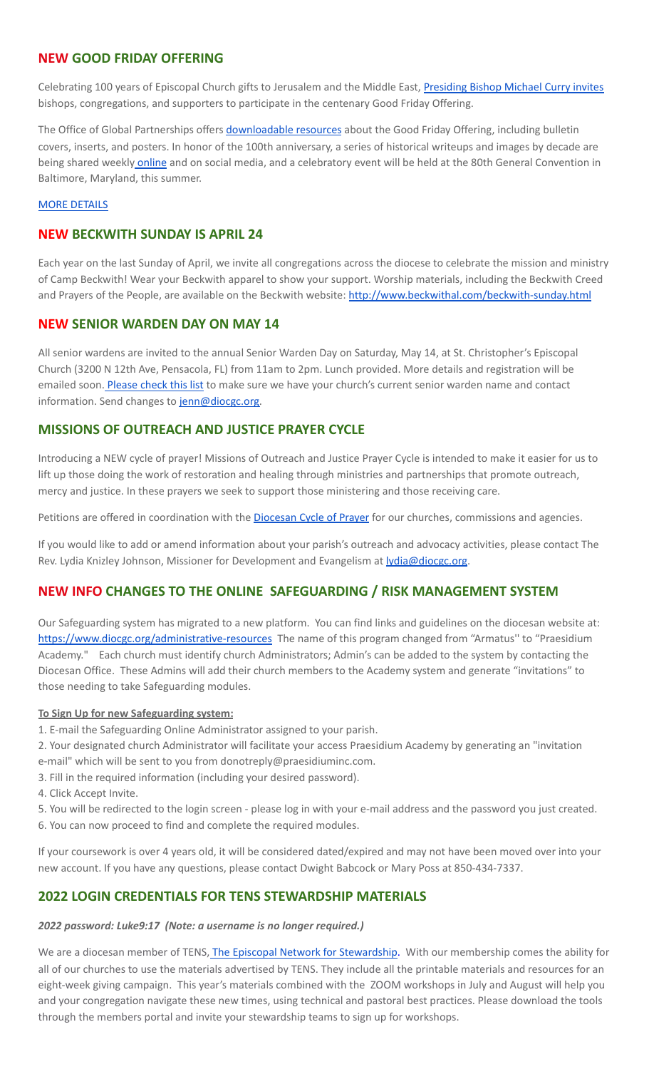## NEW GOOD FRIDAY OFFERING

Celebrating 100 years of Episcopal Church gifts to Jerusalem and the Middle East, Presiding Bishop Michael Curry invites bishops, congregations, and supporters to participate in the centenary Good Friday Offering.

The Office of Global Partnerships offers downloadable resources about the Good Friday Offering, including bulletin covers, inserts, and posters. In honor of the 100th anniversary, a series of historical writeups and images by decade are being shared weekly online and on social media, and a celebratory event will be held at the 80th General Convention in Baltimore, Maryland, this summer.

MORE DETAILS

## NEW BECKWITH SUNDAY IS APRIL 24

Each year on the last Sunday of April, we invite all congregations across the diocese to celebrate the mission and ministry of Camp Beckwith! Wear your Beckwith apparel to show your support. Worship materials, including the Beckwith Creed and Prayers of the People, are available on the Beckwith website: http://www.beckwithal.com/beckwith-sunday.html

## NEW SENIOR WARDEN DAY ON MAY 14

All senior wardens are invited to the annual Senior Warden Day on Saturday, May 14, at St. Christopher's Episcopal Church (3200 N 12th Ave, Pensacola, FL) from 11am to 2pm. Lunch provided. More details and registration will be emailed soon. Please check this list to make sure we have your church's current senior warden name and contact information. Send changes to jenn@diocgc.org.

## MISSIONS OF OUTREACH AND JUSTICE PRAYER CYCLE

Introducing a NEW cycle of prayer! Missions of Outreach and Justice Prayer Cycle is intended to make it easier for us to lift up those doing the work of restoration and healing through ministries and partnerships that promote outreach, mercy and justice. In these prayers we seek to support those ministering and those receiving care.

Petitions are offered in coordination with the Diocesan Cycle of Prayer for our churches, commissions and agencies.

If you would like to add or amend information about your parish's outreach and advocacy activities, please contact The Rev. Lydia Knizley Johnson, Missioner for Development and Evangelism at lydia@diocgc.org.

## NEW INFO CHANGES TO THE ONLINE SAFEGUARDING / RISK MANAGEMENT SYSTEM

Our Safeguarding system has migrated to a new platform. You can find links and guidelines on the diocesan website at: https://www.diocgc.org/administrative-resources The name of this program changed from "Armatus'' to "Praesidium Academy." Each church must identify church Administrators; Admin's can be added to the system by contacting the Diocesan Office. These Admins will add their church members to the Academy system and generate "invitations" to those needing to take Safeguarding modules.

**To Sign Up for new Safeguarding system:**

1. E-mail the Safeguarding Online Administrator assigned to your parish.
2. Your designated church Administrator will facilitate your access Praesidium Academy by generating an "invitation e-mail" which will be sent to you from donotreply@praesidiuminc.com.
3. Fill in the required information (including your desired password).
4. Click Accept Invite.
5. You will be redirected to the login screen - please log in with your e-mail address and the password you just created.
6. You can now proceed to find and complete the required modules.

If your coursework is over 4 years old, it will be considered dated/expired and may not have been moved over into your new account. If you have any questions, please contact Dwight Babcock or Mary Poss at 850-434-7337.

## 2022 LOGIN CREDENTIALS FOR TENS STEWARDSHIP MATERIALS

***2022 password: Luke9:17 (Note: a username is no longer required.)***

We are a diocesan member of TENS, The Episcopal Network for Stewardship. With our membership comes the ability for all of our churches to use the materials advertised by TENS. They include all the printable materials and resources for an eight-week giving campaign. This year's materials combined with the ZOOM workshops in July and August will help you and your congregation navigate these new times, using technical and pastoral best practices. Please download the tools through the members portal and invite your stewardship teams to sign up for workshops.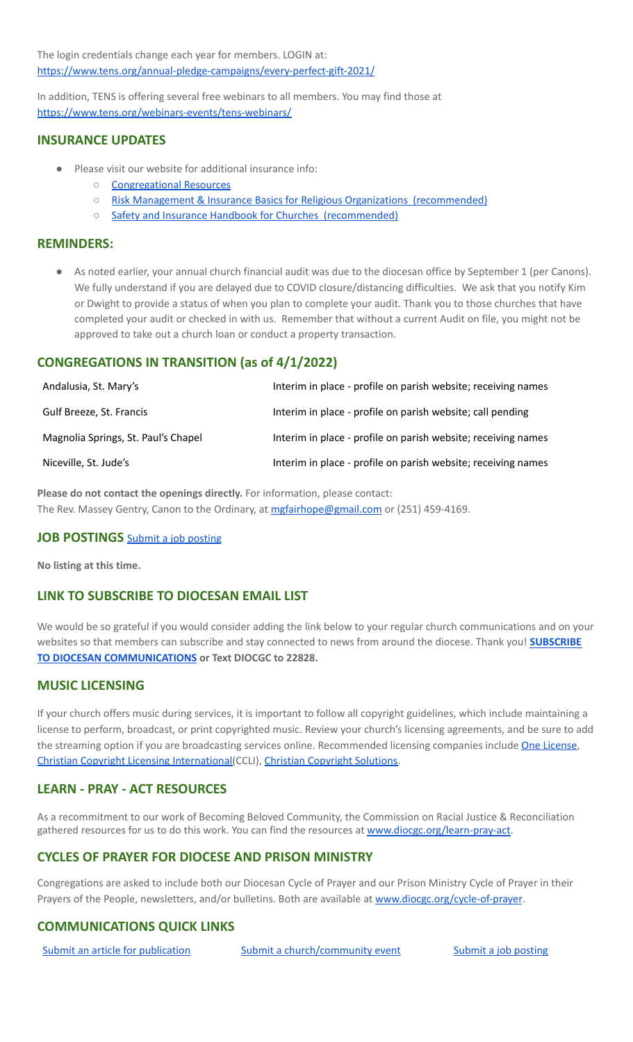The login credentials change each year for members. LOGIN at: https://www.tens.org/annual-pledge-campaigns/every-perfect-gift-2021/

In addition, TENS is offering several free webinars to all members. You may find those at https://www.tens.org/webinars-events/tens-webinars/

## INSURANCE UPDATES

- Please visit our website for additional insurance info:
  - Congregational Resources
  - Risk Management & Insurance Basics for Religious Organizations (recommended)
  - Safety and Insurance Handbook for Churches (recommended)

## REMINDERS:

- As noted earlier, your annual church financial audit was due to the diocesan office by September 1 (per Canons). We fully understand if you are delayed due to COVID closure/distancing difficulties. We ask that you notify Kim or Dwight to provide a status of when you plan to complete your audit. Thank you to those churches that have completed your audit or checked in with us. Remember that without a current Audit on file, you might not be approved to take out a church loan or conduct a property transaction.

## CONGREGATIONS IN TRANSITION (as of 4/1/2022)

| | |
|---|---|
| Andalusia, St. Mary's | Interim in place - profile on parish website; receiving names |
| Gulf Breeze, St. Francis | Interim in place - profile on parish website; call pending |
| Magnolia Springs, St. Paul's Chapel | Interim in place - profile on parish website; receiving names |
| Niceville, St. Jude's | Interim in place - profile on parish website; receiving names |

**Please do not contact the openings directly.** For information, please contact:
The Rev. Massey Gentry, Canon to the Ordinary, at mgfairhope@gmail.com or (251) 459-4169.

## JOB POSTINGS Submit a job posting

**No listing at this time.**

## LINK TO SUBSCRIBE TO DIOCESAN EMAIL LIST

We would be so grateful if you would consider adding the link below to your regular church communications and on your websites so that members can subscribe and stay connected to news from around the diocese. Thank you! **SUBSCRIBE TO DIOCESAN COMMUNICATIONS or Text DIOCGC to 22828.**

## MUSIC LICENSING

If your church offers music during services, it is important to follow all copyright guidelines, which include maintaining a license to perform, broadcast, or print copyrighted music. Review your church's licensing agreements, and be sure to add the streaming option if you are broadcasting services online. Recommended licensing companies include One License, Christian Copyright Licensing International(CCLI), Christian Copyright Solutions.

## LEARN - PRAY - ACT RESOURCES

As a recommitment to our work of Becoming Beloved Community, the Commission on Racial Justice & Reconciliation gathered resources for us to do this work. You can find the resources at www.diocgc.org/learn-pray-act.

## CYCLES OF PRAYER FOR DIOCESE AND PRISON MINISTRY

Congregations are asked to include both our Diocesan Cycle of Prayer and our Prison Ministry Cycle of Prayer in their Prayers of the People, newsletters, and/or bulletins. Both are available at www.diocgc.org/cycle-of-prayer.

## COMMUNICATIONS QUICK LINKS

Submit an article for publication    Submit a church/community event    Submit a job posting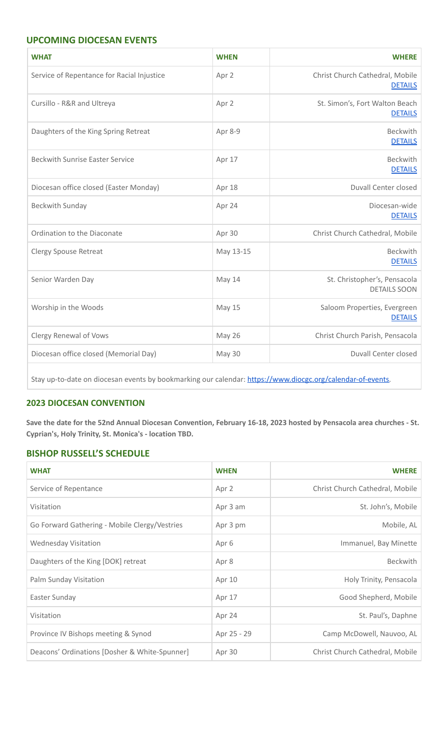## UPCOMING DIOCESAN EVENTS

| WHAT | WHEN | WHERE |
|---|---|---|
| Service of Repentance for Racial Injustice | Apr 2 | Christ Church Cathedral, Mobile [DETAILS] |
| Cursillo - R&R and Ultreya | Apr 2 | St. Simon's, Fort Walton Beach [DETAILS] |
| Daughters of the King Spring Retreat | Apr 8-9 | Beckwith [DETAILS] |
| Beckwith Sunrise Easter Service | Apr 17 | Beckwith [DETAILS] |
| Diocesan office closed (Easter Monday) | Apr 18 | Duvall Center closed |
| Beckwith Sunday | Apr 24 | Diocesan-wide [DETAILS] |
| Ordination to the Diaconate | Apr 30 | Christ Church Cathedral, Mobile |
| Clergy Spouse Retreat | May 13-15 | Beckwith [DETAILS] |
| Senior Warden Day | May 14 | St. Christopher's, Pensacola DETAILS SOON |
| Worship in the Woods | May 15 | Saloom Properties, Evergreen [DETAILS] |
| Clergy Renewal of Vows | May 26 | Christ Church Parish, Pensacola |
| Diocesan office closed (Memorial Day) | May 30 | Duvall Center closed |

Stay up-to-date on diocesan events by bookmarking our calendar: https://www.diocgc.org/calendar-of-events.

## 2023 DIOCESAN CONVENTION

**Save the date for the 52nd Annual Diocesan Convention, February 16-18, 2023 hosted by Pensacola area churches - St. Cyprian's, Holy Trinity, St. Monica's - location TBD.**

## BISHOP RUSSELL'S SCHEDULE

| WHAT | WHEN | WHERE |
|---|---|---|
| Service of Repentance | Apr 2 | Christ Church Cathedral, Mobile |
| Visitation | Apr 3 am | St. John's, Mobile |
| Go Forward Gathering - Mobile Clergy/Vestries | Apr 3 pm | Mobile, AL |
| Wednesday Visitation | Apr 6 | Immanuel, Bay Minette |
| Daughters of the King [DOK] retreat | Apr 8 | Beckwith |
| Palm Sunday Visitation | Apr 10 | Holy Trinity, Pensacola |
| Easter Sunday | Apr 17 | Good Shepherd, Mobile |
| Visitation | Apr 24 | St. Paul's, Daphne |
| Province IV Bishops meeting & Synod | Apr 25 - 29 | Camp McDowell, Nauvoo, AL |
| Deacons' Ordinations [Dosher & White-Spunner] | Apr 30 | Christ Church Cathedral, Mobile |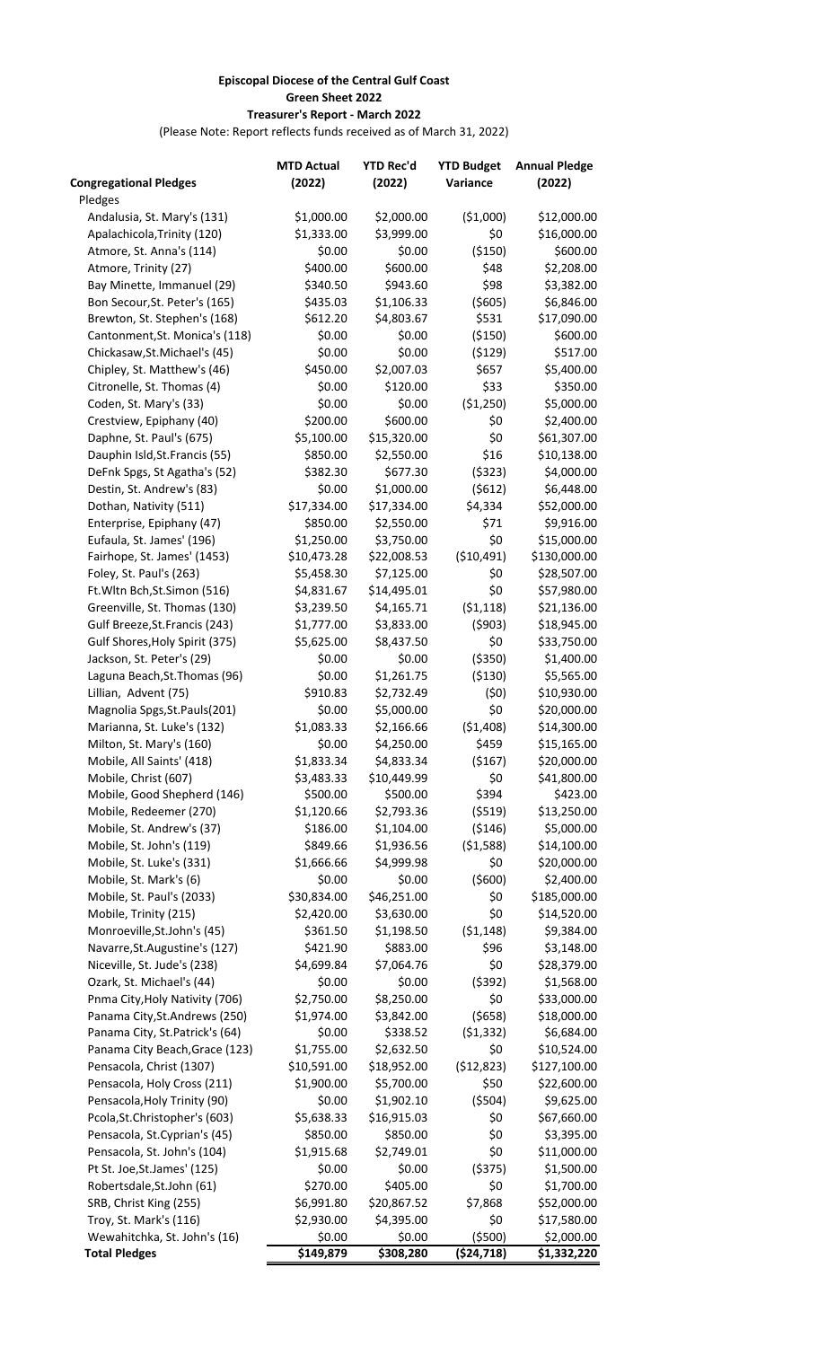**Episcopal Diocese of the Central Gulf Coast**

**Green Sheet 2022**

**Treasurer's Report - March 2022**

(Please Note: Report reflects funds received as of March 31, 2022)

| **Congregational Pledges** | **MTD Actual (2022)** | **YTD Rec'd (2022)** | **YTD Budget Variance** | **Annual Pledge (2022)** |
|---|---|---|---|---|
| Pledges | | | | |
| Andalusia, St. Mary's (131) | $1,000.00 | $2,000.00 | ($1,000) | $12,000.00 |
| Apalachicola,Trinity (120) | $1,333.00 | $3,999.00 | $0 | $16,000.00 |
| Atmore, St. Anna's (114) | $0.00 | $0.00 | ($150) | $600.00 |
| Atmore, Trinity (27) | $400.00 | $600.00 | $48 | $2,208.00 |
| Bay Minette, Immanuel (29) | $340.50 | $943.60 | $98 | $3,382.00 |
| Bon Secour,St. Peter's (165) | $435.03 | $1,106.33 | ($605) | $6,846.00 |
| Brewton, St. Stephen's (168) | $612.20 | $4,803.67 | $531 | $17,090.00 |
| Cantonment,St. Monica's (118) | $0.00 | $0.00 | ($150) | $600.00 |
| Chickasaw,St.Michael's (45) | $0.00 | $0.00 | ($129) | $517.00 |
| Chipley, St. Matthew's (46) | $450.00 | $2,007.03 | $657 | $5,400.00 |
| Citronelle, St. Thomas (4) | $0.00 | $120.00 | $33 | $350.00 |
| Coden, St. Mary's (33) | $0.00 | $0.00 | ($1,250) | $5,000.00 |
| Crestview, Epiphany (40) | $200.00 | $600.00 | $0 | $2,400.00 |
| Daphne, St. Paul's (675) | $5,100.00 | $15,320.00 | $0 | $61,307.00 |
| Dauphin Isld,St.Francis (55) | $850.00 | $2,550.00 | $16 | $10,138.00 |
| DeFnk Spgs, St Agatha's (52) | $382.30 | $677.30 | ($323) | $4,000.00 |
| Destin, St. Andrew's (83) | $0.00 | $1,000.00 | ($612) | $6,448.00 |
| Dothan, Nativity (511) | $17,334.00 | $17,334.00 | $4,334 | $52,000.00 |
| Enterprise, Epiphany (47) | $850.00 | $2,550.00 | $71 | $9,916.00 |
| Eufaula, St. James' (196) | $1,250.00 | $3,750.00 | $0 | $15,000.00 |
| Fairhope, St. James' (1453) | $10,473.28 | $22,008.53 | ($10,491) | $130,000.00 |
| Foley, St. Paul's (263) | $5,458.30 | $7,125.00 | $0 | $28,507.00 |
| Ft.Wltn Bch,St.Simon (516) | $4,831.67 | $14,495.01 | $0 | $57,980.00 |
| Greenville, St. Thomas (130) | $3,239.50 | $4,165.71 | ($1,118) | $21,136.00 |
| Gulf Breeze,St.Francis (243) | $1,777.00 | $3,833.00 | ($903) | $18,945.00 |
| Gulf Shores,Holy Spirit (375) | $5,625.00 | $8,437.50 | $0 | $33,750.00 |
| Jackson, St. Peter's (29) | $0.00 | $0.00 | ($350) | $1,400.00 |
| Laguna Beach,St.Thomas (96) | $0.00 | $1,261.75 | ($130) | $5,565.00 |
| Lillian, Advent (75) | $910.83 | $2,732.49 | ($0) | $10,930.00 |
| Magnolia Spgs,St.Pauls(201) | $0.00 | $5,000.00 | $0 | $20,000.00 |
| Marianna, St. Luke's (132) | $1,083.33 | $2,166.66 | ($1,408) | $14,300.00 |
| Milton, St. Mary's (160) | $0.00 | $4,250.00 | $459 | $15,165.00 |
| Mobile, All Saints' (418) | $1,833.34 | $4,833.34 | ($167) | $20,000.00 |
| Mobile, Christ (607) | $3,483.33 | $10,449.99 | $0 | $41,800.00 |
| Mobile, Good Shepherd (146) | $500.00 | $500.00 | $394 | $423.00 |
| Mobile, Redeemer (270) | $1,120.66 | $2,793.36 | ($519) | $13,250.00 |
| Mobile, St. Andrew's (37) | $186.00 | $1,104.00 | ($146) | $5,000.00 |
| Mobile, St. John's (119) | $849.66 | $1,936.56 | ($1,588) | $14,100.00 |
| Mobile, St. Luke's (331) | $1,666.66 | $4,999.98 | $0 | $20,000.00 |
| Mobile, St. Mark's (6) | $0.00 | $0.00 | ($600) | $2,400.00 |
| Mobile, St. Paul's (2033) | $30,834.00 | $46,251.00 | $0 | $185,000.00 |
| Mobile, Trinity (215) | $2,420.00 | $3,630.00 | $0 | $14,520.00 |
| Monroeville,St.John's (45) | $361.50 | $1,198.50 | ($1,148) | $9,384.00 |
| Navarre,St.Augustine's (127) | $421.90 | $883.00 | $96 | $3,148.00 |
| Niceville, St. Jude's (238) | $4,699.84 | $7,064.76 | $0 | $28,379.00 |
| Ozark, St. Michael's (44) | $0.00 | $0.00 | ($392) | $1,568.00 |
| Pnma City,Holy Nativity (706) | $2,750.00 | $8,250.00 | $0 | $33,000.00 |
| Panama City,St.Andrews (250) | $1,974.00 | $3,842.00 | ($658) | $18,000.00 |
| Panama City, St.Patrick's (64) | $0.00 | $338.52 | ($1,332) | $6,684.00 |
| Panama City Beach,Grace (123) | $1,755.00 | $2,632.50 | $0 | $10,524.00 |
| Pensacola, Christ (1307) | $10,591.00 | $18,952.00 | ($12,823) | $127,100.00 |
| Pensacola, Holy Cross (211) | $1,900.00 | $5,700.00 | $50 | $22,600.00 |
| Pensacola,Holy Trinity (90) | $0.00 | $1,902.10 | ($504) | $9,625.00 |
| Pcola,St.Christopher's (603) | $5,638.33 | $16,915.03 | $0 | $67,660.00 |
| Pensacola, St.Cyprian's (45) | $850.00 | $850.00 | $0 | $3,395.00 |
| Pensacola, St. John's (104) | $1,915.68 | $2,749.01 | $0 | $11,000.00 |
| Pt St. Joe,St.James' (125) | $0.00 | $0.00 | ($375) | $1,500.00 |
| Robertsdale,St.John (61) | $270.00 | $405.00 | $0 | $1,700.00 |
| SRB, Christ King (255) | $6,991.80 | $20,867.52 | $7,868 | $52,000.00 |
| Troy, St. Mark's (116) | $2,930.00 | $4,395.00 | $0 | $17,580.00 |
| Wewahitchka, St. John's (16) | $0.00 | $0.00 | ($500) | $2,000.00 |
| **Total Pledges** | **$149,879** | **$308,280** | **($24,718)** | **$1,332,220** |